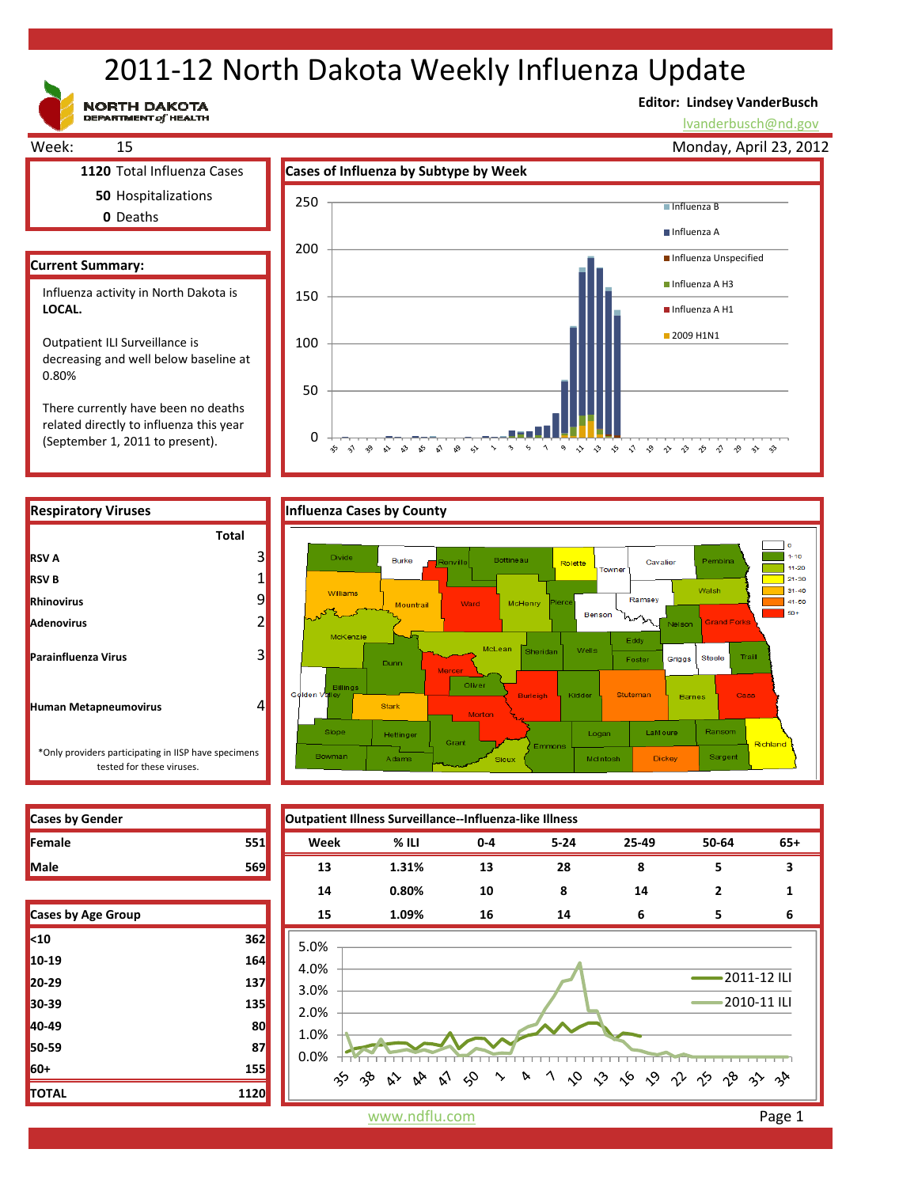# 2011-12 North Dakota Weekly Influenza Update

NORTH DAKOTA DEPARTMENT of HEALTH

**Editor: Lindsey VanderBusch**
lvanderbusch@nd.gov

Week: 15 — Monday, April 23, 2012

| | |
|---|---|
| **1120** | Total Influenza Cases |
| **50** | Hospitalizations |
| **0** | Deaths |

## Current Summary:

Influenza activity in North Dakota is **LOCAL.**

Outpatient ILI Surveillance is decreasing and well below baseline at 0.80%

There currently have been no deaths related directly to influenza this year (September 1, 2011 to present).

## Cases of Influenza by Subtype by Week

Legend: Influenza B, Influenza A, Influenza Unspecified, Influenza A H3, Influenza A H1, 2009 H1N1

## Respiratory Viruses

| | Total |
|---|---|
| **RSV A** | 3 |
| **RSV B** | 1 |
| **Rhinovirus** | 9 |
| **Adenovirus** | 2 |
| **Parainfluenza Virus** | 3 |
| **Human Metapneumovirus** | 4 |

*Only providers participating in IISP have specimens tested for these viruses.

## Influenza Cases by County

Legend: 0, 1-10, 11-20, 21-30, 31-40, 41-50, 50+

## Cases by Gender

| | |
|---|---|
| **Female** | 551 |
| **Male** | 569 |

## Cases by Age Group

| | |
|---|---|
| **<10** | 362 |
| **10-19** | 164 |
| **20-29** | 137 |
| **30-39** | 135 |
| **40-49** | 80 |
| **50-59** | 87 |
| **60+** | 155 |
| **TOTAL** | 1120 |

## Outpatient Illness Surveillance--Influenza-like Illness

| Week | % ILI | 0-4 | 5-24 | 25-49 | 50-64 | 65+ |
|---|---|---|---|---|---|---|
| 13 | 1.31% | 13 | 28 | 8 | 5 | 3 |
| 14 | 0.80% | 10 | 8 | 14 | 2 | 1 |
| 15 | 1.09% | 16 | 14 | 6 | 5 | 6 |

Legend: 2011-12 ILI, 2010-11 ILI

www.ndflu.com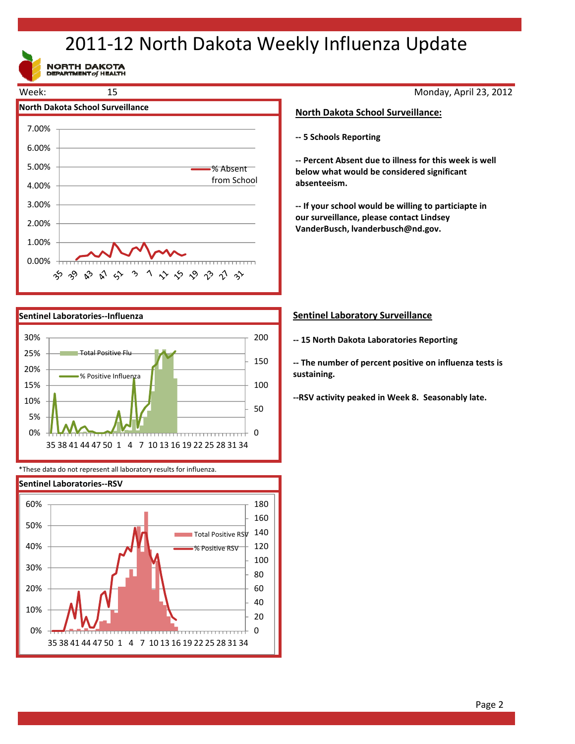# 2011-12 North Dakota Weekly Influenza Update

NORTH DAKOTA DEPARTMENT of HEALTH

Week: 15

Monday, April 23, 2012

**North Dakota School Surveillance**

**North Dakota School Surveillance:**

**-- 5 Schools Reporting**

**-- Percent Absent due to illness for this week is well below what would be considered significant absenteeism.**

**-- If your school would be willing to particiapte in our surveillance, please contact Lindsey VanderBusch, lvanderbusch@nd.gov.**

**Sentinel Laboratories--Influenza**

*These data do not represent all laboratory results for influenza.

**Sentinel Laboratory Surveillance**

**-- 15 North Dakota Laboratories Reporting**

**-- The number of percent positive on influenza tests is sustaining.**

**--RSV activity peaked in Week 8. Seasonably late.**

**Sentinel Laboratories--RSV**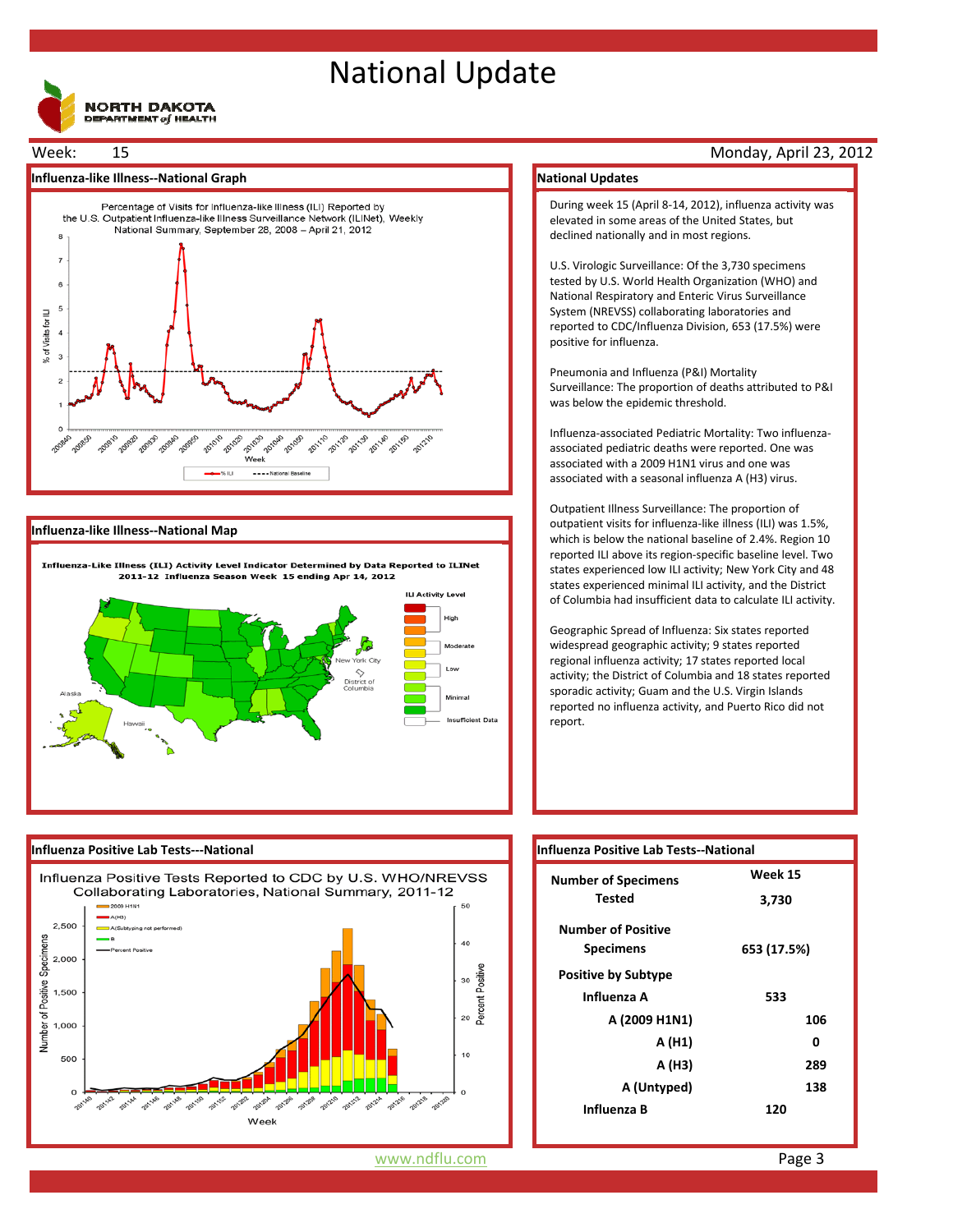# National Update

NORTH DAKOTA DEPARTMENT of HEALTH

Week: 15

Monday, April 23, 2012

## Influenza-like Illness--National Graph

Percentage of Visits for Influenza-like Illness (ILI) Reported by the U.S. Outpatient Influenza-like Illness Surveillance Network (ILINet), Weekly National Summary, September 28, 2008 – April 21, 2012

% of Visits for ILI

0
1
2
3
4
5
6
7
8

200840 200850 200910 200920 200930 200940 200950 201010 201020 201030 201040 201050 201110 201120 201130 201140 201150 201210

Week

% ILI
National Baseline

## Influenza-like Illness--National Map

Influenza-Like Illness (ILI) Activity Level Indicator Determined by Data Reported to ILINet
2011-12 Influenza Season Week 15 ending Apr 14, 2012

ILI Activity Level

High
Moderate
Low
Minimal
Insufficient Data

New York City
District of Columbia
Alaska
Hawaii

## National Updates

During week 15 (April 8-14, 2012), influenza activity was elevated in some areas of the United States, but declined nationally and in most regions.

U.S. Virologic Surveillance: Of the 3,730 specimens tested by U.S. World Health Organization (WHO) and National Respiratory and Enteric Virus Surveillance System (NREVSS) collaborating laboratories and reported to CDC/Influenza Division, 653 (17.5%) were positive for influenza.

Pneumonia and Influenza (P&I) Mortality Surveillance: The proportion of deaths attributed to P&I was below the epidemic threshold.

Influenza-associated Pediatric Mortality: Two influenza-associated pediatric deaths were reported. One was associated with a 2009 H1N1 virus and one was associated with a seasonal influenza A (H3) virus.

Outpatient Illness Surveillance: The proportion of outpatient visits for influenza-like illness (ILI) was 1.5%, which is below the national baseline of 2.4%. Region 10 reported ILI above its region-specific baseline level. Two states experienced low ILI activity; New York City and 48 states experienced minimal ILI activity, and the District of Columbia had insufficient data to calculate ILI activity.

Geographic Spread of Influenza: Six states reported widespread geographic activity; 9 states reported regional influenza activity; 17 states reported local activity; the District of Columbia and 18 states reported sporadic activity; Guam and the U.S. Virgin Islands reported no influenza activity, and Puerto Rico did not report.

## Influenza Positive Lab Tests---National

Influenza Positive Tests Reported to CDC by U.S. WHO/NREVSS Collaborating Laboratories, National Summary, 2011-12

2009 H1N1
A(H3)
A(Subtyping not performed)
B
Percent Positive

Number of Positive Specimens

0
500
1,000
1,500
2,000
2,500

Percent Positive

0
10
20
30
40
50

201140 201142 201144 201146 201148 201150 201152 201202 201204 201206 201208 201210 201212 201214 201216 201218 201220

Week

## Influenza Positive Lab Tests--National

| | | Week 15 |
|---|---|---|
| Number of Specimens Tested | | 3,730 |
| Number of Positive Specimens | | 653 (17.5%) |
| Positive by Subtype | | |
| Influenza A | | 533 |
| A (2009 H1N1) | 106 | |
| A (H1) | 0 | |
| A (H3) | 289 | |
| A (Untyped) | 138 | |
| Influenza B | | 120 |

www.ndflu.com